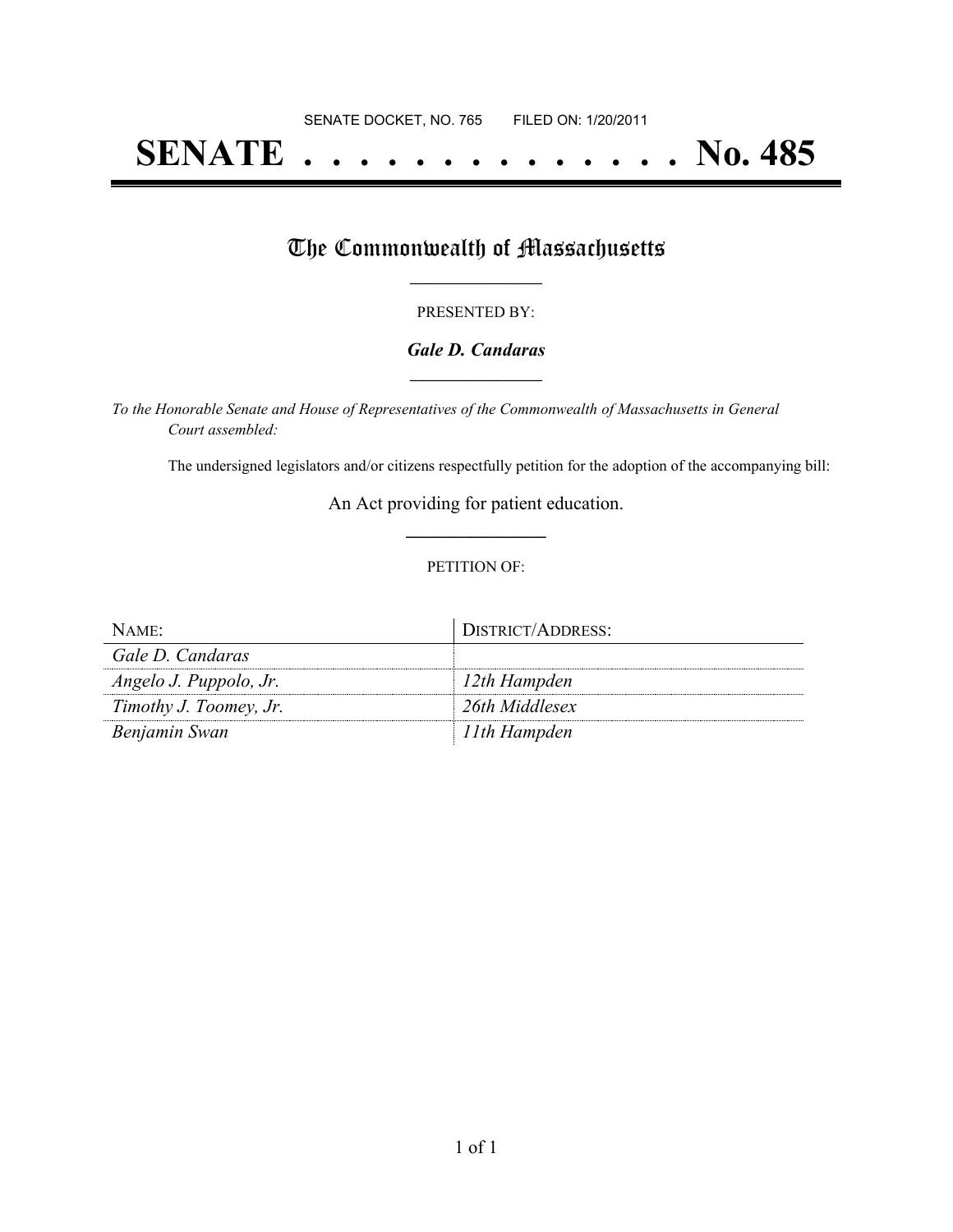SENATE DOCKET, NO. 765        FILED ON: 1/20/2011

# SENATE . . . . . . . . . . . . . . No. 485

## The Commonwealth of Massachusetts

PRESENTED BY:

***Gale D. Candaras***

*To the Honorable Senate and House of Representatives of the Commonwealth of Massachusetts in General Court assembled:*

The undersigned legislators and/or citizens respectfully petition for the adoption of the accompanying bill:

An Act providing for patient education.

PETITION OF:

| NAME: | DISTRICT/ADDRESS: |
|---|---|
| *Gale D. Candaras* | |
| *Angelo J. Puppolo, Jr.* | *12th Hampden* |
| *Timothy J. Toomey, Jr.* | *26th Middlesex* |
| *Benjamin Swan* | *11th Hampden* |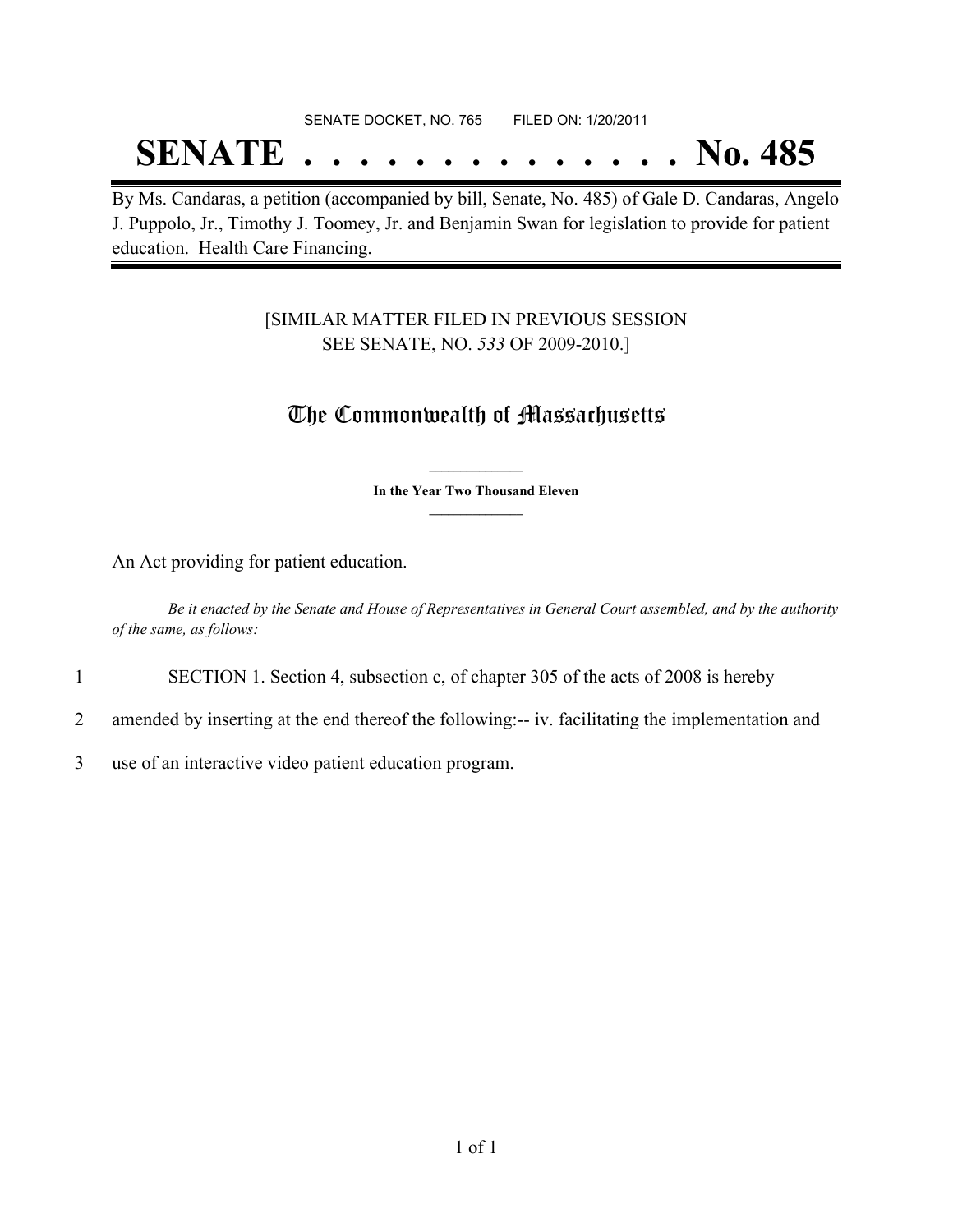SENATE DOCKET, NO. 765        FILED ON: 1/20/2011

# SENATE . . . . . . . . . . . . . . No. 485

By Ms. Candaras, a petition (accompanied by bill, Senate, No. 485) of Gale D. Candaras, Angelo J. Puppolo, Jr., Timothy J. Toomey, Jr. and Benjamin Swan for legislation to provide for patient education. Health Care Financing.

[SIMILAR MATTER FILED IN PREVIOUS SESSION
SEE SENATE, NO. *533* OF 2009-2010.]

## The Commonwealth of Massachusetts

**In the Year Two Thousand Eleven**

An Act providing for patient education.

*Be it enacted by the Senate and House of Representatives in General Court assembled, and by the authority of the same, as follows:*

1 SECTION 1. Section 4, subsection c, of chapter 305 of the acts of 2008 is hereby
2 amended by inserting at the end thereof the following:-- iv. facilitating the implementation and
3 use of an interactive video patient education program.